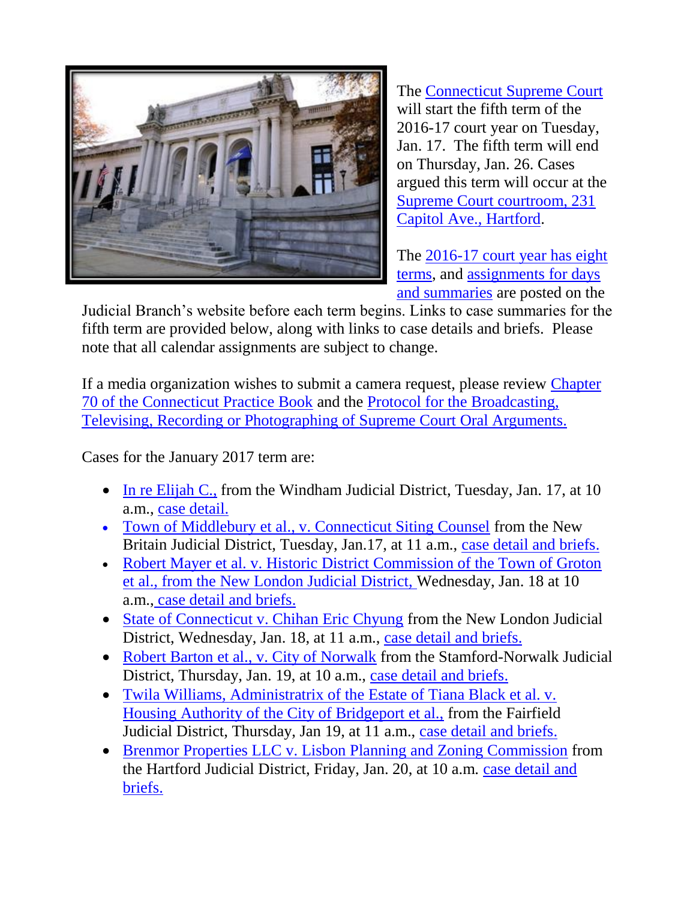The Connecticut Supreme Court will start the fifth term of the 2016-17 court year on Tuesday, Jan. 17. The fifth term will end on Thursday, Jan. 26. Cases argued this term will occur at the Supreme Court courtroom, 231 Capitol Ave., Hartford.

The 2016-17 court year has eight terms, and assignments for days and summaries are posted on the Judicial Branch's website before each term begins. Links to case summaries for the fifth term are provided below, along with links to case details and briefs. Please note that all calendar assignments are subject to change.

If a media organization wishes to submit a camera request, please review Chapter 70 of the Connecticut Practice Book and the Protocol for the Broadcasting, Televising, Recording or Photographing of Supreme Court Oral Arguments.

Cases for the January 2017 term are:

- In re Elijah C., from the Windham Judicial District, Tuesday, Jan. 17, at 10 a.m., case detail.
- Town of Middlebury et al., v. Connecticut Siting Counsel from the New Britain Judicial District, Tuesday, Jan.17, at 11 a.m., case detail and briefs.
- Robert Mayer et al. v. Historic District Commission of the Town of Groton et al., from the New London Judicial District, Wednesday, Jan. 18 at 10 a.m., case detail and briefs.
- State of Connecticut v. Chihan Eric Chyung from the New London Judicial District, Wednesday, Jan. 18, at 11 a.m., case detail and briefs.
- Robert Barton et al., v. City of Norwalk from the Stamford-Norwalk Judicial District, Thursday, Jan. 19, at 10 a.m., case detail and briefs.
- Twila Williams, Administratrix of the Estate of Tiana Black et al. v. Housing Authority of the City of Bridgeport et al., from the Fairfield Judicial District, Thursday, Jan 19, at 11 a.m., case detail and briefs.
- Brenmor Properties LLC v. Lisbon Planning and Zoning Commission from the Hartford Judicial District, Friday, Jan. 20, at 10 a.m. case detail and briefs.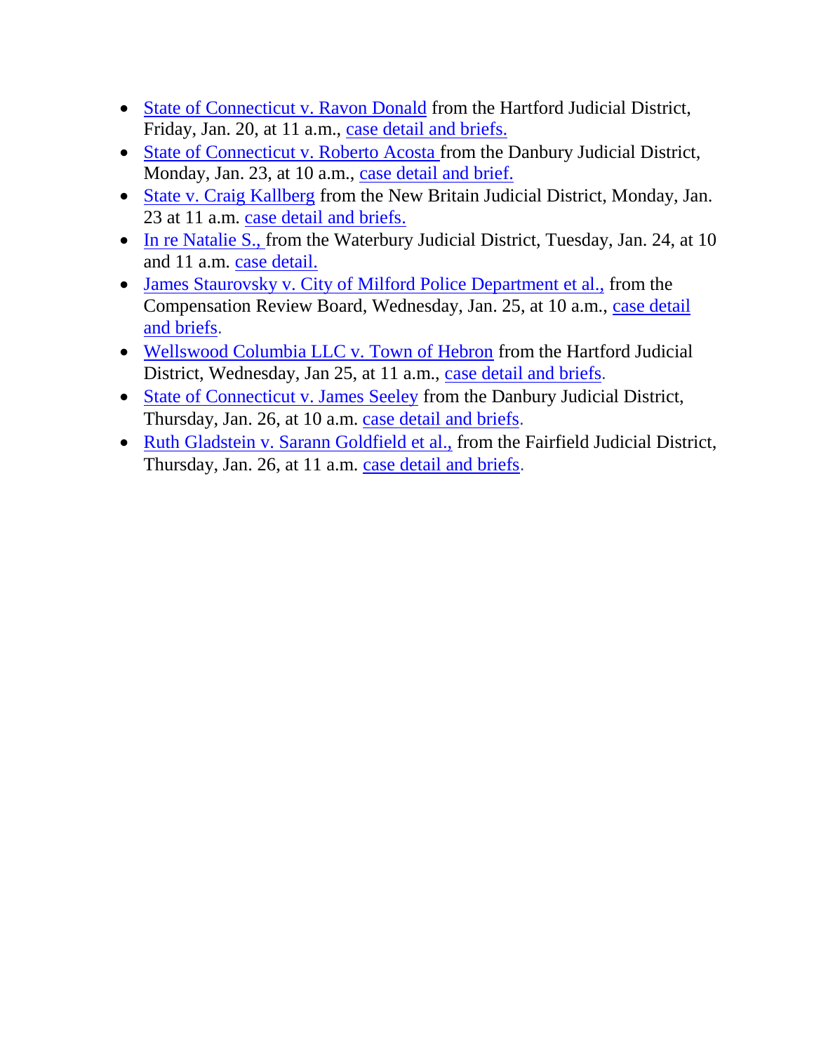- State of Connecticut v. Ravon Donald from the Hartford Judicial District, Friday, Jan. 20, at 11 a.m., case detail and briefs.
- State of Connecticut v. Roberto Acosta from the Danbury Judicial District, Monday, Jan. 23, at 10 a.m., case detail and brief.
- State v. Craig Kallberg from the New Britain Judicial District, Monday, Jan. 23 at 11 a.m. case detail and briefs.
- In re Natalie S., from the Waterbury Judicial District, Tuesday, Jan. 24, at 10 and 11 a.m. case detail.
- James Staurovsky v. City of Milford Police Department et al., from the Compensation Review Board, Wednesday, Jan. 25, at 10 a.m., case detail and briefs.
- Wellswood Columbia LLC v. Town of Hebron from the Hartford Judicial District, Wednesday, Jan 25, at 11 a.m., case detail and briefs.
- State of Connecticut v. James Seeley from the Danbury Judicial District, Thursday, Jan. 26, at 10 a.m. case detail and briefs.
- Ruth Gladstein v. Sarann Goldfield et al., from the Fairfield Judicial District, Thursday, Jan. 26, at 11 a.m. case detail and briefs.